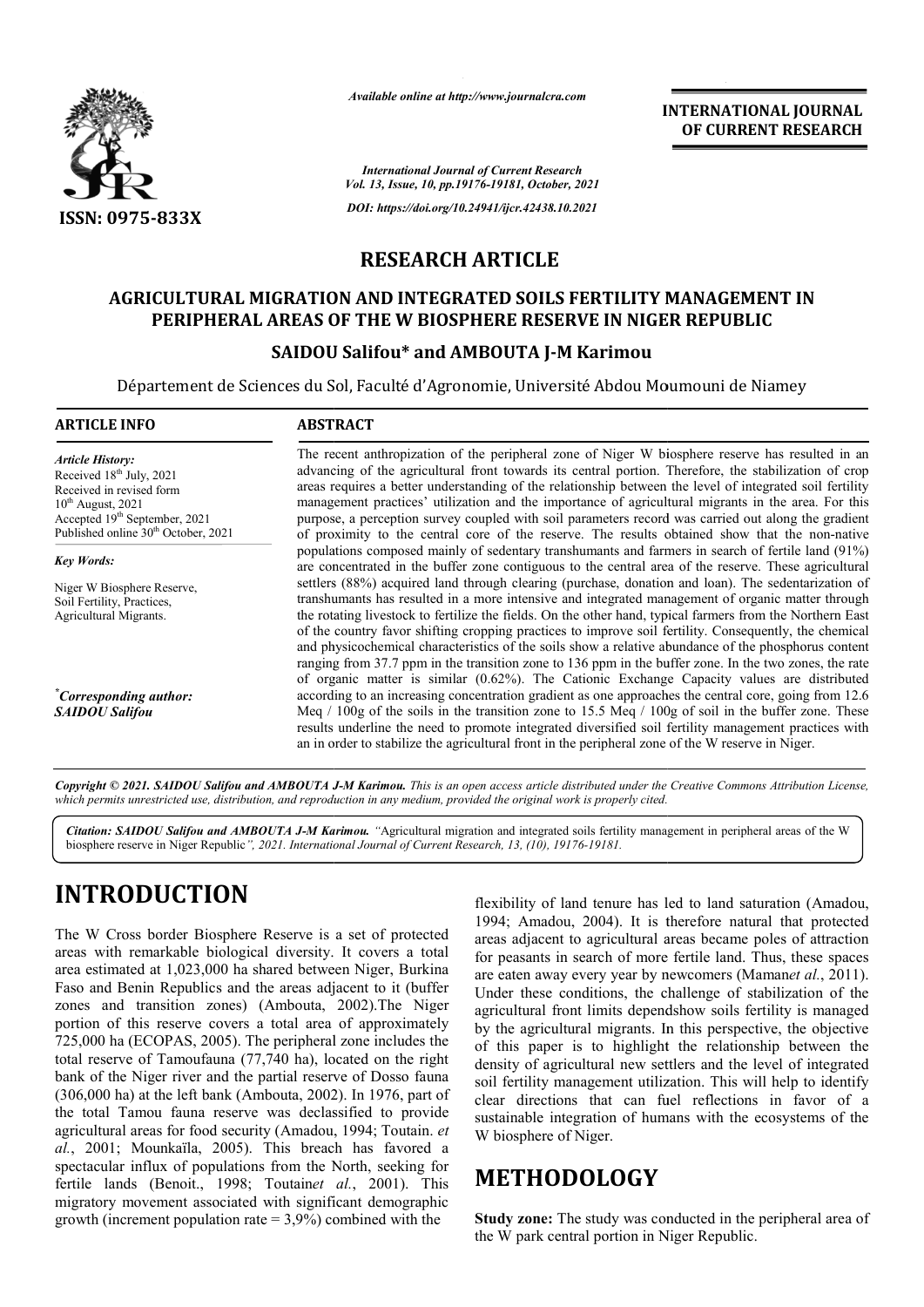*Available online at http://www.journalcra.com*

*International Journal of Current Research*
*Vol. 13, Issue, 10, pp.19176-19181, October, 2021*

*DOI: https://doi.org/10.24941/ijcr.42438.10.2021*

**INTERNATIONAL JOURNAL OF CURRENT RESEARCH**

ISSN: 0975-833X

# RESEARCH ARTICLE

## AGRICULTURAL MIGRATION AND INTEGRATED SOILS FERTILITY MANAGEMENT IN PERIPHERAL AREAS OF THE W BIOSPHERE RESERVE IN NIGER REPUBLIC

**SAIDOU Salifou\* and AMBOUTA J-M Karimou**

Département de Sciences du Sol, Faculté d'Agronomie, Université Abdou Moumouni de Niamey

**ARTICLE INFO**

*Article History:*
Received 18th July, 2021
Received in revised form
10th August, 2021
Accepted 19th September, 2021
Published online 30th October, 2021

*Key Words:*
Niger W Biosphere Reserve, Soil Fertility, Practices, Agricultural Migrants.

*\*Corresponding author:*
*SAIDOU Salifou*

**ABSTRACT**

The recent anthropization of the peripheral zone of Niger W biosphere reserve has resulted in an advancing of the agricultural front towards its central portion. Therefore, the stabilization of crop areas requires a better understanding of the relationship between the level of integrated soil fertility management practices' utilization and the importance of agricultural migrants in the area. For this purpose, a perception survey coupled with soil parameters record was carried out along the gradient of proximity to the central core of the reserve. The results obtained show that the non-native populations composed mainly of sedentary transhumants and farmers in search of fertile land (91%) are concentrated in the buffer zone contiguous to the central area of the reserve. These agricultural settlers (88%) acquired land through clearing (purchase, donation and loan). The sedentarization of transhumants has resulted in a more intensive and integrated management of organic matter through the rotating livestock to fertilize the fields. On the other hand, typical farmers from the Northern East of the country favor shifting cropping practices to improve soil fertility. Consequently, the chemical and physicochemical characteristics of the soils show a relative abundance of the phosphorus content ranging from 37.7 ppm in the transition zone to 136 ppm in the buffer zone. In the two zones, the rate of organic matter is similar (0.62%). The Cationic Exchange Capacity values are distributed according to an increasing concentration gradient as one approaches the central core, going from 12.6 Meq / 100g of the soils in the transition zone to 15.5 Meq / 100g of soil in the buffer zone. These results underline the need to promote integrated diversified soil fertility management practices with an in order to stabilize the agricultural front in the peripheral zone of the W reserve in Niger.

*Copyright © 2021. SAIDOU Salifou and AMBOUTA J-M Karimou. This is an open access article distributed under the Creative Commons Attribution License, which permits unrestricted use, distribution, and reproduction in any medium, provided the original work is properly cited.*

***Citation: SAIDOU Salifou and AMBOUTA J-M Karimou.** "Agricultural migration and integrated soils fertility management in peripheral areas of the W biosphere reserve in Niger Republic", 2021. International Journal of Current Research, 13, (10), 19176-19181.*

# INTRODUCTION

The W Cross border Biosphere Reserve is a set of protected areas with remarkable biological diversity. It covers a total area estimated at 1,023,000 ha shared between Niger, Burkina Faso and Benin Republics and the areas adjacent to it (buffer zones and transition zones) (Ambouta, 2002).The Niger portion of this reserve covers a total area of approximately 725,000 ha (ECOPAS, 2005). The peripheral zone includes the total reserve of Tamoufauna (77,740 ha), located on the right bank of the Niger river and the partial reserve of Dosso fauna (306,000 ha) at the left bank (Ambouta, 2002). In 1976, part of the total Tamou fauna reserve was declassified to provide agricultural areas for food security (Amadou, 1994; Toutain. *et al.*, 2001; Mounkaïla, 2005). This breach has favored a spectacular influx of populations from the North, seeking for fertile lands (Benoit., 1998; Toutain*et al.*, 2001). This migratory movement associated with significant demographic growth (increment population rate = 3,9%) combined with the flexibility of land tenure has led to land saturation (Amadou, 1994; Amadou, 2004). It is therefore natural that protected areas adjacent to agricultural areas became poles of attraction for peasants in search of more fertile land. Thus, these spaces are eaten away every year by newcomers (Maman*et al.*, 2011). Under these conditions, the challenge of stabilization of the agricultural front limits dependshow soils fertility is managed by the agricultural migrants. In this perspective, the objective of this paper is to highlight the relationship between the density of agricultural new settlers and the level of integrated soil fertility management utilization. This will help to identify clear directions that can fuel reflections in favor of a sustainable integration of humans with the ecosystems of the W biosphere of Niger.

# METHODOLOGY

**Study zone:** The study was conducted in the peripheral area of the W park central portion in Niger Republic.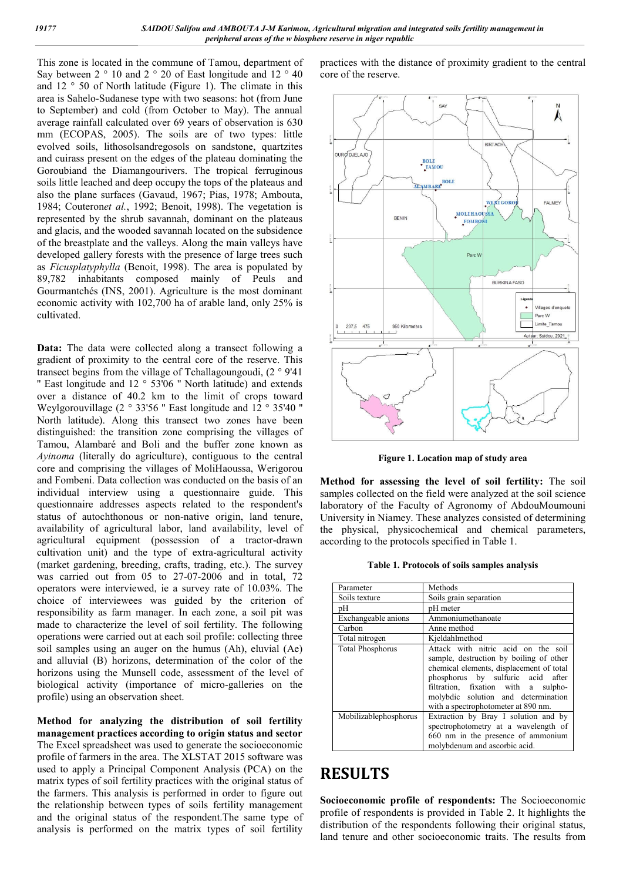This zone is located in the commune of Tamou, department of Say between 2 ° 10 and 2 ° 20 of East longitude and 12 ° 40 and 12 ° 50 of North latitude (Figure 1). The climate in this area is Sahelo-Sudanese type with two seasons: hot (from June to September) and cold (from October to May). The annual average rainfall calculated over 69 years of observation is 630 mm (ECOPAS, 2005). The soils are of two types: little evolved soils, lithosolsandregosols on sandstone, quartzites and cuirass present on the edges of the plateau dominating the Goroubiand the Diamangourivers. The tropical ferruginous soils little leached and deep occupy the tops of the plateaus and also the plane surfaces (Gavaud, 1967; Pias, 1978; Ambouta, 1984; Couteron*et al.*, 1992; Benoit, 1998). The vegetation is represented by the shrub savannah, dominant on the plateaus and glacis, and the wooded savannah located on the subsidence of the breastplate and the valleys. Along the main valleys have developed gallery forests with the presence of large trees such as *Ficusplatyphylla* (Benoit, 1998). The area is populated by 89,782 inhabitants composed mainly of Peuls and Gourmantchés (INS, 2001). Agriculture is the most dominant economic activity with 102,700 ha of arable land, only 25% is cultivated.

**Data:** The data were collected along a transect following a gradient of proximity to the central core of the reserve. This transect begins from the village of Tchallagoungoudi, (2 ° 9'41 " East longitude and 12 ° 53'06 " North latitude) and extends over a distance of 40.2 km to the limit of crops toward Weylgorouvillage (2 ° 33'56 " East longitude and 12 ° 35'40 " North latitude). Along this transect two zones have been distinguished: the transition zone comprising the villages of Tamou, Alambaré and Boli and the buffer zone known as *Ayinoma* (literally do agriculture), contiguous to the central core and comprising the villages of MoliHaoussa, Werigorou and Fombeni. Data collection was conducted on the basis of an individual interview using a questionnaire guide. This questionnaire addresses aspects related to the respondent's status of autochthonous or non-native origin, land tenure, availability of agricultural labor, land availability, level of agricultural equipment (possession of a tractor-drawn cultivation unit) and the type of extra-agricultural activity (market gardening, breeding, crafts, trading, etc.). The survey was carried out from 05 to 27-07-2006 and in total, 72 operators were interviewed, ie a survey rate of 10.03%. The choice of interviewees was guided by the criterion of responsibility as farm manager. In each zone, a soil pit was made to characterize the level of soil fertility. The following operations were carried out at each soil profile: collecting three soil samples using an auger on the humus (Ah), eluvial (Ae) and alluvial (B) horizons, determination of the color of the horizons using the Munsell code, assessment of the level of biological activity (importance of micro-galleries on the profile) using an observation sheet.

**Method for analyzing the distribution of soil fertility management practices according to origin status and sector** The Excel spreadsheet was used to generate the socioeconomic profile of farmers in the area. The XLSTAT 2015 software was used to apply a Principal Component Analysis (PCA) on the matrix types of soil fertility practices with the original status of the farmers. This analysis is performed in order to figure out the relationship between types of soils fertility management and the original status of the respondent.The same type of analysis is performed on the matrix types of soil fertility practices with the distance of proximity gradient to the central core of the reserve.

**Figure 1. Location map of study area**

**Method for assessing the level of soil fertility:** The soil samples collected on the field were analyzed at the soil science laboratory of the Faculty of Agronomy of AbdouMoumouni University in Niamey. These analyzes consisted of determining the physical, physicochemical and chemical parameters, according to the protocols specified in Table 1.

**Table 1. Protocols of soils samples analysis**

| Parameter | Methods |
|---|---|
| Soils texture | Soils grain separation |
| pH | pH meter |
| Exchangeable anions | Ammoniumethanoate |
| Carbon | Anne method |
| Total nitrogen | Kjeldahlmethod |
| Total Phosphorus | Attack with nitric acid on the soil sample, destruction by boiling of other chemical elements, displacement of total phosphorus by sulfuric acid after filtration, fixation with a sulpho-molybdic solution and determination with a spectrophotometer at 890 nm. |
| Mobilizablephosphorus | Extraction by Bray I solution and by spectrophotometry at a wavelength of 660 nm in the presence of ammonium molybdenum and ascorbic acid. |

# RESULTS

**Socioeconomic profile of respondents:** The Socioeconomic profile of respondents is provided in Table 2. It highlights the distribution of the respondents following their original status, land tenure and other socioeconomic traits. The results from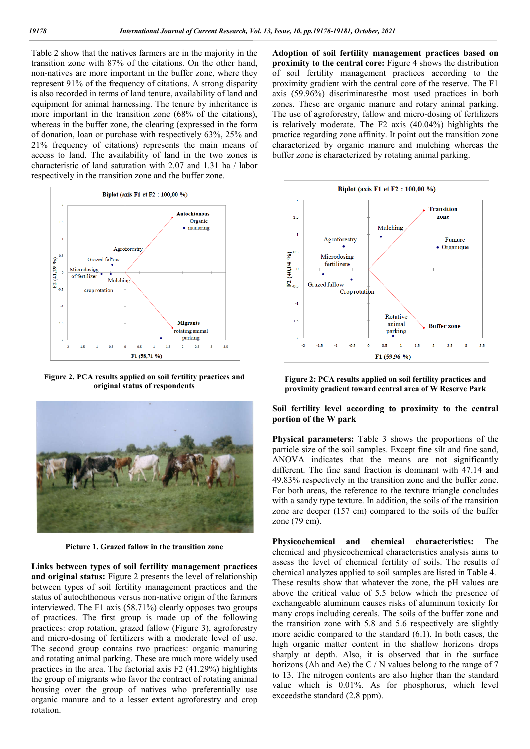Table 2 show that the natives farmers are in the majority in the transition zone with 87% of the citations. On the other hand, non-natives are more important in the buffer zone, where they represent 91% of the frequency of citations. A strong disparity is also recorded in terms of land tenure, availability of land and equipment for animal harnessing. The tenure by inheritance is more important in the transition zone (68% of the citations), whereas in the buffer zone, the clearing (expressed in the form of donation, loan or purchase with respectively 63%, 25% and 21% frequency of citations) represents the main means of access to land. The availability of land in the two zones is characteristic of land saturation with 2.07 and 1.31 ha / labor respectively in the transition zone and the buffer zone.

**Figure 2. PCA results applied on soil fertility practices and original status of respondents**

**Picture 1. Grazed fallow in the transition zone**

**Links between types of soil fertility management practices and original status:** Figure 2 presents the level of relationship between types of soil fertility management practices and the status of autochthonous versus non-native origin of the farmers interviewed. The F1 axis (58.71%) clearly opposes two groups of practices. The first group is made up of the following practices: crop rotation, grazed fallow (Figure 3), agroforestry and micro-dosing of fertilizers with a moderate level of use. The second group contains two practices: organic manuring and rotating animal parking. These are much more widely used practices in the area. The factorial axis F2 (41.29%) highlights the group of migrants who favor the contract of rotating animal housing over the group of natives who preferentially use organic manure and to a lesser extent agroforestry and crop rotation.

**Adoption of soil fertility management practices based on proximity to the central core:** Figure 4 shows the distribution of soil fertility management practices according to the proximity gradient with the central core of the reserve. The F1 axis (59.96%) discriminatesthe most used practices in both zones. These are organic manure and rotary animal parking. The use of agroforestry, fallow and micro-dosing of fertilizers is relatively moderate. The F2 axis (40.04%) highlights the practice regarding zone affinity. It point out the transition zone characterized by organic manure and mulching whereas the buffer zone is characterized by rotating animal parking.

**Figure 2: PCA results applied on soil fertility practices and proximity gradient toward central area of W Reserve Park**

**Soil fertility level according to proximity to the central portion of the W park**

**Physical parameters:** Table 3 shows the proportions of the particle size of the soil samples. Except fine silt and fine sand, ANOVA indicates that the means are not significantly different. The fine sand fraction is dominant with 47.14 and 49.83% respectively in the transition zone and the buffer zone. For both areas, the reference to the texture triangle concludes with a sandy type texture. In addition, the soils of the transition zone are deeper (157 cm) compared to the soils of the buffer zone (79 cm).

**Physicochemical and chemical characteristics:** The chemical and physicochemical characteristics analysis aims to assess the level of chemical fertility of soils. The results of chemical analyzes applied to soil samples are listed in Table 4. These results show that whatever the zone, the pH values are above the critical value of 5.5 below which the presence of exchangeable aluminum causes risks of aluminum toxicity for many crops including cereals. The soils of the buffer zone and the transition zone with 5.8 and 5.6 respectively are slightly more acidic compared to the standard (6.1). In both cases, the high organic matter content in the shallow horizons drops sharply at depth. Also, it is observed that in the surface horizons (Ah and Ae) the C / N values belong to the range of 7 to 13. The nitrogen contents are also higher than the standard value which is 0.01%. As for phosphorus, which level exceedsthe standard (2.8 ppm).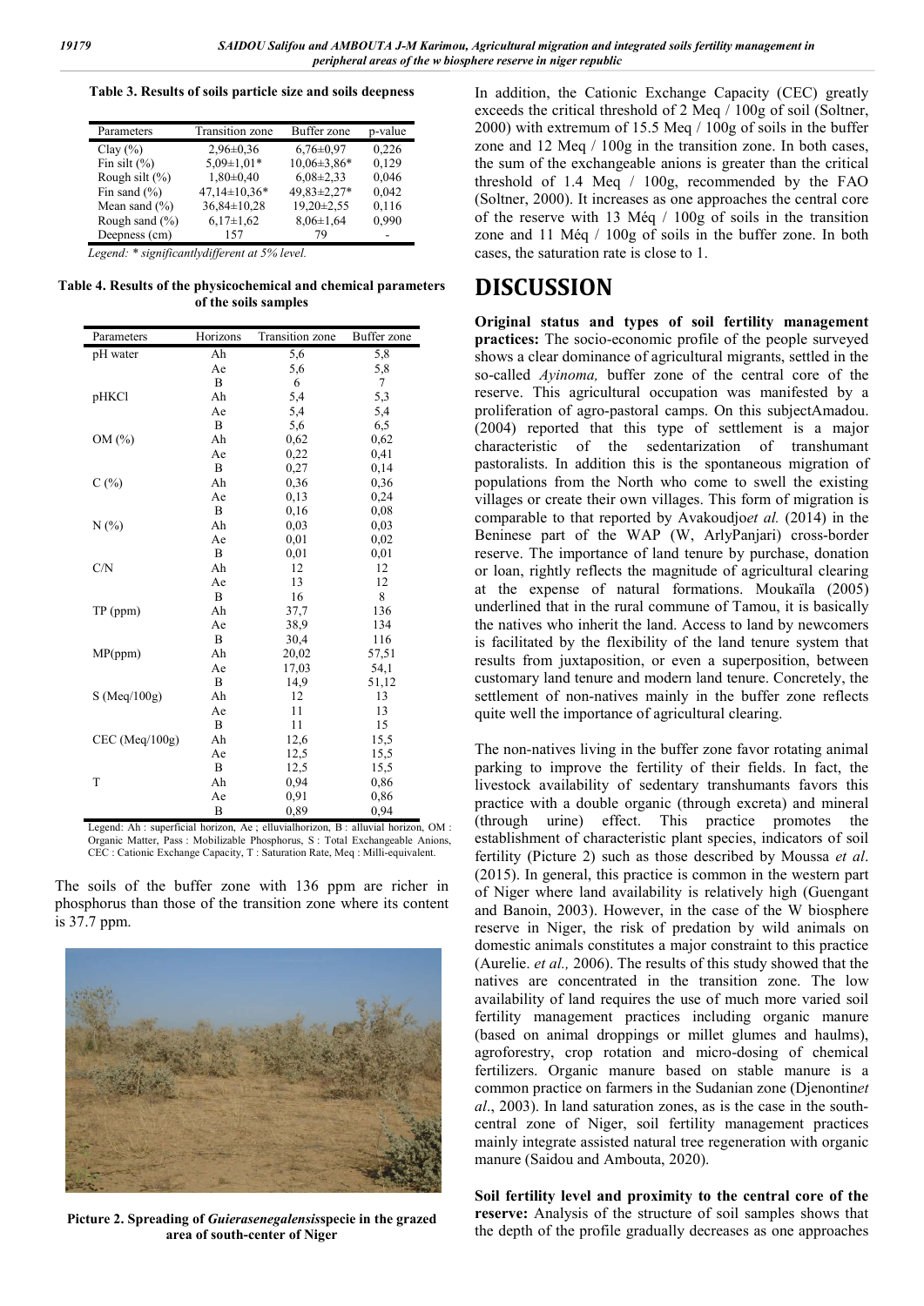**Table 3. Results of soils particle size and soils deepness**

| Parameters | Transition zone | Buffer zone | p-value |
|---|---|---|---|
| Clay (%) | 2,96±0,36 | 6,76±0,97 | 0,226 |
| Fin silt (%) | 5,09±1,01* | 10,06±3,86* | 0,129 |
| Rough silt (%) | 1,80±0,40 | 6,08±2,33 | 0,046 |
| Fin sand (%) | 47,14±10,36* | 49,83±2,27* | 0,042 |
| Mean sand (%) | 36,84±10,28 | 19,20±2,55 | 0,116 |
| Rough sand (%) | 6,17±1,62 | 8,06±1,64 | 0,990 |
| Deepness (cm) | 157 | 79 | - |

*Legend: * significantlydifferent at 5% level.*

**Table 4. Results of the physicochemical and chemical parameters of the soils samples**

| Parameters | Horizons | Transition zone | Buffer zone |
|---|---|---|---|
| pH water | Ah | 5,6 | 5,8 |
| | Ae | 5,6 | 5,8 |
| | B | 6 | 7 |
| pHKCl | Ah | 5,4 | 5,3 |
| | Ae | 5,4 | 5,4 |
| | B | 5,6 | 6,5 |
| OM (%) | Ah | 0,62 | 0,62 |
| | Ae | 0,22 | 0,41 |
| | B | 0,27 | 0,14 |
| C (%) | Ah | 0,36 | 0,36 |
| | Ae | 0,13 | 0,24 |
| | B | 0,16 | 0,08 |
| N (%) | Ah | 0,03 | 0,03 |
| | Ae | 0,01 | 0,02 |
| | B | 0,01 | 0,01 |
| C/N | Ah | 12 | 12 |
| | Ae | 13 | 12 |
| | B | 16 | 8 |
| TP (ppm) | Ah | 37,7 | 136 |
| | Ae | 38,9 | 134 |
| | B | 30,4 | 116 |
| MP(ppm) | Ah | 20,02 | 57,51 |
| | Ae | 17,03 | 54,1 |
| | B | 14,9 | 51,12 |
| S (Meq/100g) | Ah | 12 | 13 |
| | Ae | 11 | 13 |
| | B | 11 | 15 |
| CEC (Meq/100g) | Ah | 12,6 | 15,5 |
| | Ae | 12,5 | 15,5 |
| | B | 12,5 | 15,5 |
| T | Ah | 0,94 | 0,86 |
| | Ae | 0,91 | 0,86 |
| | B | 0,89 | 0,94 |

Legend: Ah : superficial horizon, Ae ; elluvialhorizon, B : alluvial horizon, OM : Organic Matter, Pass : Mobilizable Phosphorus, S : Total Exchangeable Anions, CEC : Cationic Exchange Capacity, T : Saturation Rate, Meq : Milli-equivalent.

The soils of the buffer zone with 136 ppm are richer in phosphorus than those of the transition zone where its content is 37.7 ppm.

**Picture 2. Spreading of *Guierasenegalensis*specie in the grazed area of south-center of Niger**

In addition, the Cationic Exchange Capacity (CEC) greatly exceeds the critical threshold of 2 Meq / 100g of soil (Soltner, 2000) with extremum of 15.5 Meq / 100g of soils in the buffer zone and 12 Meq / 100g in the transition zone. In both cases, the sum of the exchangeable anions is greater than the critical threshold of 1.4 Meq / 100g, recommended by the FAO (Soltner, 2000). It increases as one approaches the central core of the reserve with 13 Méq / 100g of soils in the transition zone and 11 Méq / 100g of soils in the buffer zone. In both cases, the saturation rate is close to 1.

# DISCUSSION

**Original status and types of soil fertility management practices:** The socio-economic profile of the people surveyed shows a clear dominance of agricultural migrants, settled in the so-called *Ayinoma,* buffer zone of the central core of the reserve. This agricultural occupation was manifested by a proliferation of agro-pastoral camps. On this subjectAmadou. (2004) reported that this type of settlement is a major characteristic of the sedentarization of transhumant pastoralists. In addition this is the spontaneous migration of populations from the North who come to swell the existing villages or create their own villages. This form of migration is comparable to that reported by Avakoudjo*et al.* (2014) in the Beninese part of the WAP (W, ArlyPanjari) cross-border reserve. The importance of land tenure by purchase, donation or loan, rightly reflects the magnitude of agricultural clearing at the expense of natural formations. Moukaïla (2005) underlined that in the rural commune of Tamou, it is basically the natives who inherit the land. Access to land by newcomers is facilitated by the flexibility of the land tenure system that results from juxtaposition, or even a superposition, between customary land tenure and modern land tenure. Concretely, the settlement of non-natives mainly in the buffer zone reflects quite well the importance of agricultural clearing.

The non-natives living in the buffer zone favor rotating animal parking to improve the fertility of their fields. In fact, the livestock availability of sedentary transhumants favors this practice with a double organic (through excreta) and mineral (through urine) effect. This practice promotes the establishment of characteristic plant species, indicators of soil fertility (Picture 2) such as those described by Moussa *et al*. (2015). In general, this practice is common in the western part of Niger where land availability is relatively high (Guengant and Banoin, 2003). However, in the case of the W biosphere reserve in Niger, the risk of predation by wild animals on domestic animals constitutes a major constraint to this practice (Aurelie. *et al.,* 2006). The results of this study showed that the natives are concentrated in the transition zone. The low availability of land requires the use of much more varied soil fertility management practices including organic manure (based on animal droppings or millet glumes and haulms), agroforestry, crop rotation and micro-dosing of chemical fertilizers. Organic manure based on stable manure is a common practice on farmers in the Sudanian zone (Djenontin*et al*., 2003). In land saturation zones, as is the case in the south-central zone of Niger, soil fertility management practices mainly integrate assisted natural tree regeneration with organic manure (Saidou and Ambouta, 2020).

**Soil fertility level and proximity to the central core of the reserve:** Analysis of the structure of soil samples shows that the depth of the profile gradually decreases as one approaches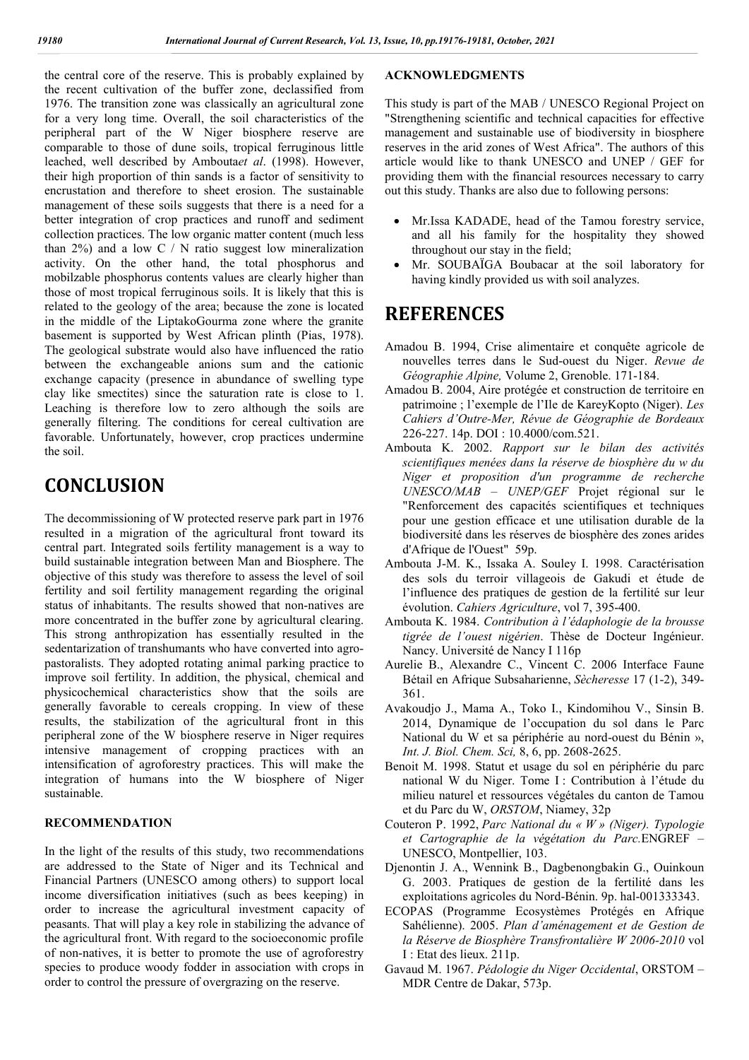the central core of the reserve. This is probably explained by the recent cultivation of the buffer zone, declassified from 1976. The transition zone was classically an agricultural zone for a very long time. Overall, the soil characteristics of the peripheral part of the W Niger biosphere reserve are comparable to those of dune soils, tropical ferruginous little leached, well described by Ambouta*et al*. (1998). However, their high proportion of thin sands is a factor of sensitivity to encrustation and therefore to sheet erosion. The sustainable management of these soils suggests that there is a need for a better integration of crop practices and runoff and sediment collection practices. The low organic matter content (much less than 2%) and a low C / N ratio suggest low mineralization activity. On the other hand, the total phosphorus and mobilzable phosphorus contents values are clearly higher than those of most tropical ferruginous soils. It is likely that this is related to the geology of the area; because the zone is located in the middle of the LiptakoGourma zone where the granite basement is supported by West African plinth (Pias, 1978). The geological substrate would also have influenced the ratio between the exchangeable anions sum and the cationic exchange capacity (presence in abundance of swelling type clay like smectites) since the saturation rate is close to 1. Leaching is therefore low to zero although the soils are generally filtering. The conditions for cereal cultivation are favorable. Unfortunately, however, crop practices undermine the soil.

# CONCLUSION

The decommissioning of W protected reserve park part in 1976 resulted in a migration of the agricultural front toward its central part. Integrated soils fertility management is a way to build sustainable integration between Man and Biosphere. The objective of this study was therefore to assess the level of soil fertility and soil fertility management regarding the original status of inhabitants. The results showed that non-natives are more concentrated in the buffer zone by agricultural clearing. This strong anthropization has essentially resulted in the sedentarization of transhumants who have converted into agro-pastoralists. They adopted rotating animal parking practice to improve soil fertility. In addition, the physical, chemical and physicochemical characteristics show that the soils are generally favorable to cereals cropping. In view of these results, the stabilization of the agricultural front in this peripheral zone of the W biosphere reserve in Niger requires intensive management of cropping practices with an intensification of agroforestry practices. This will make the integration of humans into the W biosphere of Niger sustainable.

## RECOMMENDATION

In the light of the results of this study, two recommendations are addressed to the State of Niger and its Technical and Financial Partners (UNESCO among others) to support local income diversification initiatives (such as bees keeping) in order to increase the agricultural investment capacity of peasants. That will play a key role in stabilizing the advance of the agricultural front. With regard to the socioeconomic profile of non-natives, it is better to promote the use of agroforestry species to produce woody fodder in association with crops in order to control the pressure of overgrazing on the reserve.

## ACKNOWLEDGMENTS

This study is part of the MAB / UNESCO Regional Project on "Strengthening scientific and technical capacities for effective management and sustainable use of biodiversity in biosphere reserves in the arid zones of West Africa". The authors of this article would like to thank UNESCO and UNEP / GEF for providing them with the financial resources necessary to carry out this study. Thanks are also due to following persons:

- Mr.Issa KADADE, head of the Tamou forestry service, and all his family for the hospitality they showed throughout our stay in the field;
- Mr. SOUBAÏGA Boubacar at the soil laboratory for having kindly provided us with soil analyzes.

# REFERENCES

Amadou B. 1994, Crise alimentaire et conquête agricole de nouvelles terres dans le Sud-ouest du Niger. *Revue de Géographie Alpine,* Volume 2, Grenoble. 171-184.

Amadou B. 2004, Aire protégée et construction de territoire en patrimoine ; l'exemple de l'Ile de KareyKopto (Niger). *Les Cahiers d'Outre-Mer, Révue de Géographie de Bordeaux* 226-227. 14p. DOI : 10.4000/com.521.

Ambouta K. 2002. *Rapport sur le bilan des activités scientifiques menées dans la réserve de biosphère du w du Niger et proposition d'un programme de recherche UNESCO/MAB – UNEP/GEF* Projet régional sur le "Renforcement des capacités scientifiques et techniques pour une gestion efficace et une utilisation durable de la biodiversité dans les réserves de biosphère des zones arides d'Afrique de l'Ouest" 59p.

Ambouta J-M. K., Issaka A. Souley I. 1998. Caractérisation des sols du terroir villageois de Gakudi et étude de l'influence des pratiques de gestion de la fertilité sur leur évolution. *Cahiers Agriculture*, vol 7, 395-400.

Ambouta K. 1984. *Contribution à l'édaphologie de la brousse tigrée de l'ouest nigérien*. Thèse de Docteur Ingénieur. Nancy. Université de Nancy I 116p

Aurelie B., Alexandre C., Vincent C. 2006 Interface Faune Bétail en Afrique Subsaharienne, *Sècheresse* 17 (1-2), 349-361.

Avakoudjo J., Mama A., Toko I., Kindomihou V., Sinsin B. 2014, Dynamique de l'occupation du sol dans le Parc National du W et sa périphérie au nord-ouest du Bénin », *Int. J. Biol. Chem. Sci,* 8, 6, pp. 2608-2625.

Benoit M. 1998. Statut et usage du sol en périphérie du parc national W du Niger. Tome I : Contribution à l'étude du milieu naturel et ressources végétales du canton de Tamou et du Parc du W, *ORSTOM*, Niamey, 32p

Couteron P. 1992, *Parc National du « W » (Niger). Typologie et Cartographie de la végétation du Parc.*ENGREF – UNESCO, Montpellier, 103.

Djenontin J. A., Wennink B., Dagbenongbakin G., Ouinkoun G. 2003. Pratiques de gestion de la fertilité dans les exploitations agricoles du Nord-Bénin. 9p. hal-001333343.

ECOPAS (Programme Ecosystèmes Protégés en Afrique Sahélienne). 2005. *Plan d'aménagement et de Gestion de la Réserve de Biosphère Transfrontalière W 2006-2010* vol I : Etat des lieux. 211p.

Gavaud M. 1967. *Pédologie du Niger Occidental*, ORSTOM – MDR Centre de Dakar, 573p.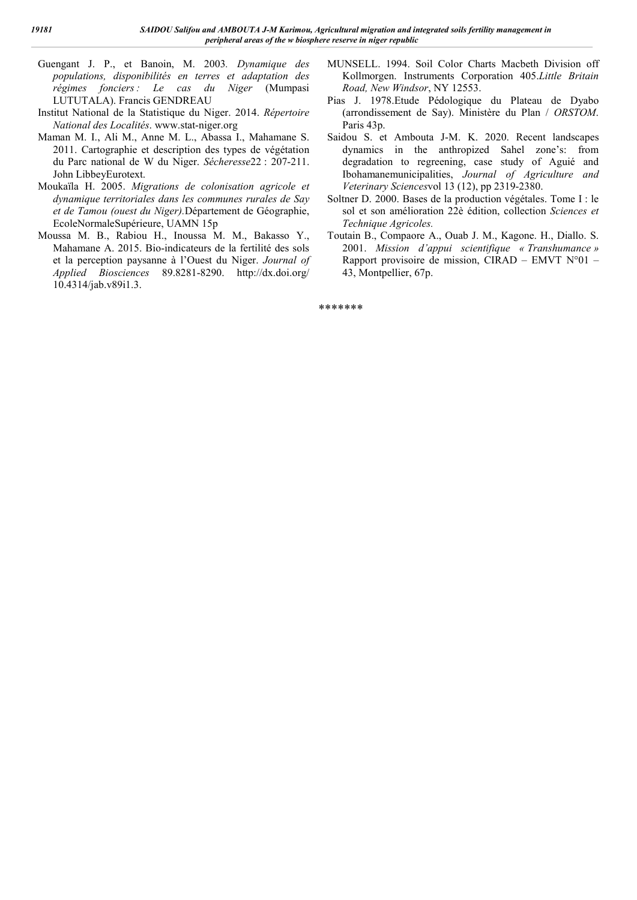Guengant J. P., et Banoin, M. 2003. *Dynamique des populations, disponibilités en terres et adaptation des régimes fonciers : Le cas du Niger* (Mumpasi LUTUTALA). Francis GENDREAU

Institut National de la Statistique du Niger. 2014. *Répertoire National des Localités*. www.stat-niger.org

Maman M. I., Ali M., Anne M. L., Abassa I., Mahamane S. 2011. Cartographie et description des types de végétation du Parc national de W du Niger. *Sécheresse*22 : 207-211. John LibbeyEurotext.

Moukaïla H. 2005. *Migrations de colonisation agricole et dynamique territoriales dans les communes rurales de Say et de Tamou (ouest du Niger).*Département de Géographie, EcoleNormaleSupérieure, UAMN 15p

Moussa M. B., Rabiou H., Inoussa M. M., Bakasso Y., Mahamane A. 2015. Bio-indicateurs de la fertilité des sols et la perception paysanne à l'Ouest du Niger. *Journal of Applied Biosciences* 89.8281-8290. http://dx.doi.org/10.4314/jab.v89i1.3.

MUNSELL. 1994. Soil Color Charts Macbeth Division off Kollmorgen. Instruments Corporation 405.*Little Britain Road, New Windsor*, NY 12553.

Pias J. 1978.Etude Pédologique du Plateau de Dyabo (arrondissement de Say). Ministère du Plan / *ORSTOM*. Paris 43p.

Saidou S. et Ambouta J-M. K. 2020. Recent landscapes dynamics in the anthropized Sahel zone's: from degradation to regreening, case study of Aguié and Ibohamanemunicipalities, *Journal of Agriculture and Veterinary Sciences*vol 13 (12), pp 2319-2380.

Soltner D. 2000. Bases de la production végétales. Tome I : le sol et son amélioration 22è édition, collection *Sciences et Technique Agricoles.*

Toutain B., Compaore A., Ouab J. M., Kagone. H., Diallo. S. 2001. *Mission d'appui scientifique « Transhumance »* Rapport provisoire de mission, CIRAD – EMVT N°01 – 43, Montpellier, 67p.

*******